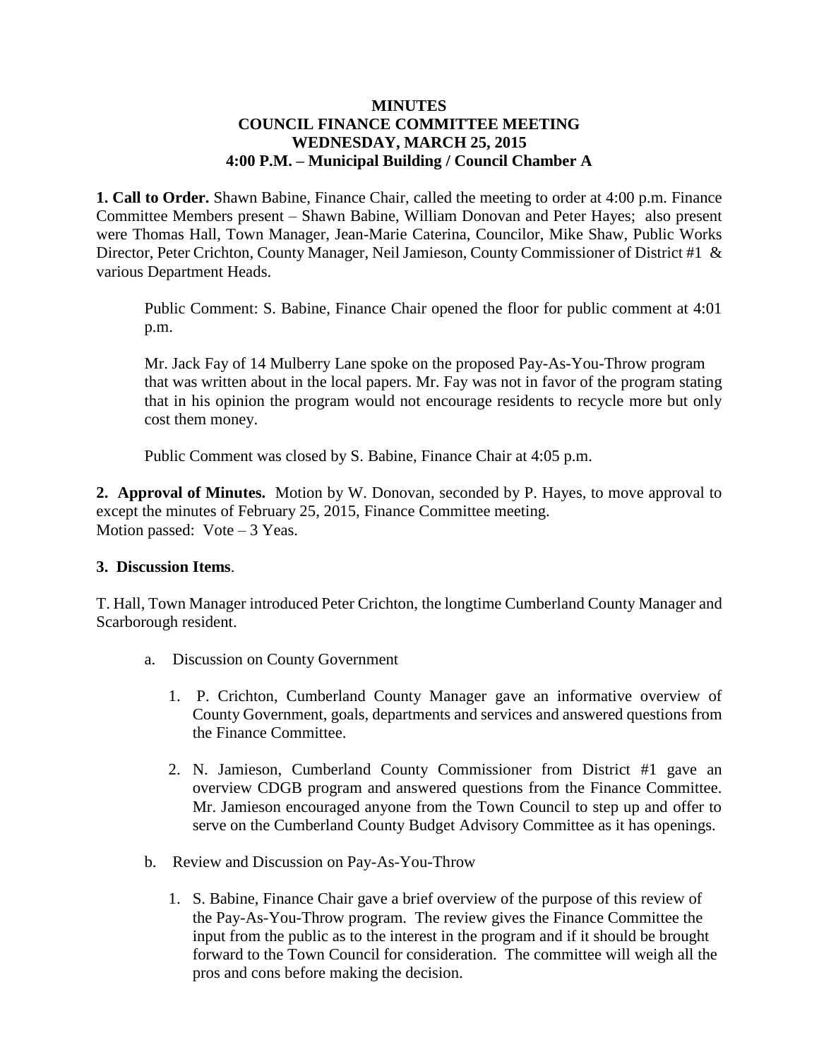# MINUTES
## COUNCIL FINANCE COMMITTEE MEETING
### WEDNESDAY, MARCH 25, 2015
### 4:00 P.M. – Municipal Building / Council Chamber A

**1. Call to Order.** Shawn Babine, Finance Chair, called the meeting to order at 4:00 p.m. Finance Committee Members present – Shawn Babine, William Donovan and Peter Hayes; also present were Thomas Hall, Town Manager, Jean-Marie Caterina, Councilor, Mike Shaw, Public Works Director, Peter Crichton, County Manager, Neil Jamieson, County Commissioner of District #1 & various Department Heads.

Public Comment: S. Babine, Finance Chair opened the floor for public comment at 4:01 p.m.

Mr. Jack Fay of 14 Mulberry Lane spoke on the proposed Pay-As-You-Throw program that was written about in the local papers. Mr. Fay was not in favor of the program stating that in his opinion the program would not encourage residents to recycle more but only cost them money.

Public Comment was closed by S. Babine, Finance Chair at 4:05 p.m.

**2. Approval of Minutes.** Motion by W. Donovan, seconded by P. Hayes, to move approval to except the minutes of February 25, 2015, Finance Committee meeting.
Motion passed: Vote – 3 Yeas.

**3. Discussion Items**.

T. Hall, Town Manager introduced Peter Crichton, the longtime Cumberland County Manager and Scarborough resident.

a. Discussion on County Government

1. P. Crichton, Cumberland County Manager gave an informative overview of County Government, goals, departments and services and answered questions from the Finance Committee.

2. N. Jamieson, Cumberland County Commissioner from District #1 gave an overview CDGB program and answered questions from the Finance Committee. Mr. Jamieson encouraged anyone from the Town Council to step up and offer to serve on the Cumberland County Budget Advisory Committee as it has openings.

b. Review and Discussion on Pay-As-You-Throw

1. S. Babine, Finance Chair gave a brief overview of the purpose of this review of the Pay-As-You-Throw program. The review gives the Finance Committee the input from the public as to the interest in the program and if it should be brought forward to the Town Council for consideration. The committee will weigh all the pros and cons before making the decision.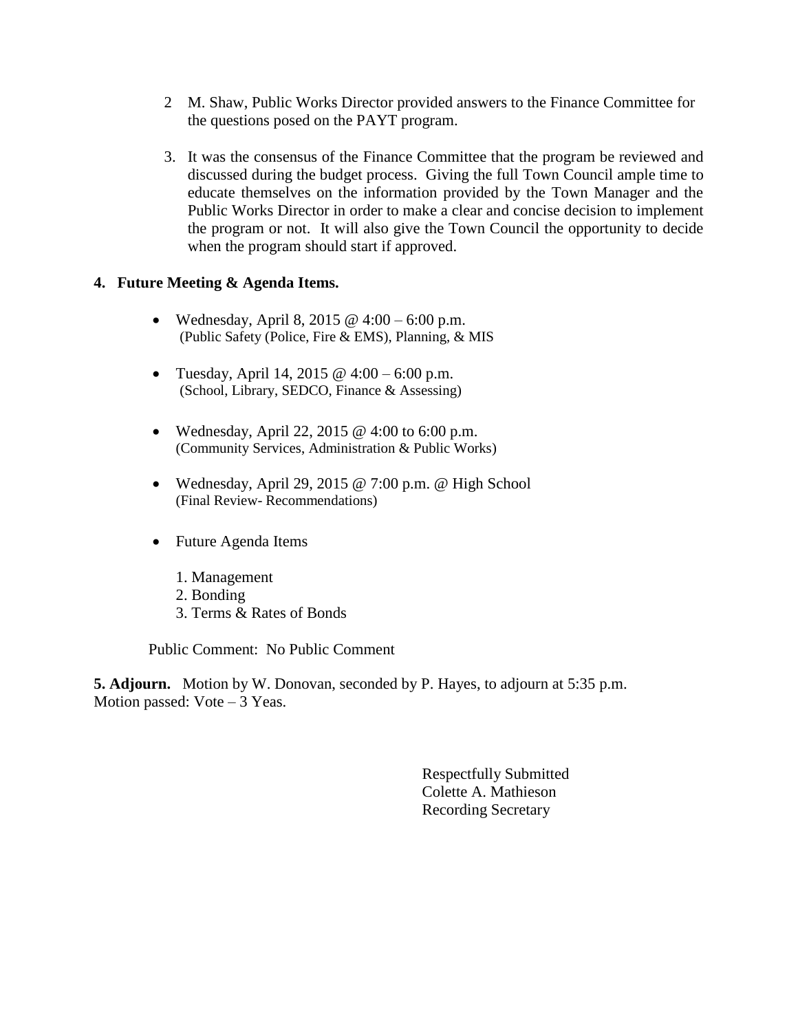2. M. Shaw, Public Works Director provided answers to the Finance Committee for the questions posed on the PAYT program.

3. It was the consensus of the Finance Committee that the program be reviewed and discussed during the budget process. Giving the full Town Council ample time to educate themselves on the information provided by the Town Manager and the Public Works Director in order to make a clear and concise decision to implement the program or not. It will also give the Town Council the opportunity to decide when the program should start if approved.

**4. Future Meeting & Agenda Items.**

- Wednesday, April 8, 2015 @ 4:00 – 6:00 p.m.
  (Public Safety (Police, Fire & EMS), Planning, & MIS

- Tuesday, April 14, 2015 @ 4:00 – 6:00 p.m.
  (School, Library, SEDCO, Finance & Assessing)

- Wednesday, April 22, 2015 @ 4:00 to 6:00 p.m.
  (Community Services, Administration & Public Works)

- Wednesday, April 29, 2015 @ 7:00 p.m. @ High School
  (Final Review- Recommendations)

- Future Agenda Items

  1. Management
  2. Bonding
  3. Terms & Rates of Bonds

Public Comment: No Public Comment

**5. Adjourn.** Motion by W. Donovan, seconded by P. Hayes, to adjourn at 5:35 p.m.
Motion passed: Vote – 3 Yeas.

Respectfully Submitted
Colette A. Mathieson
Recording Secretary